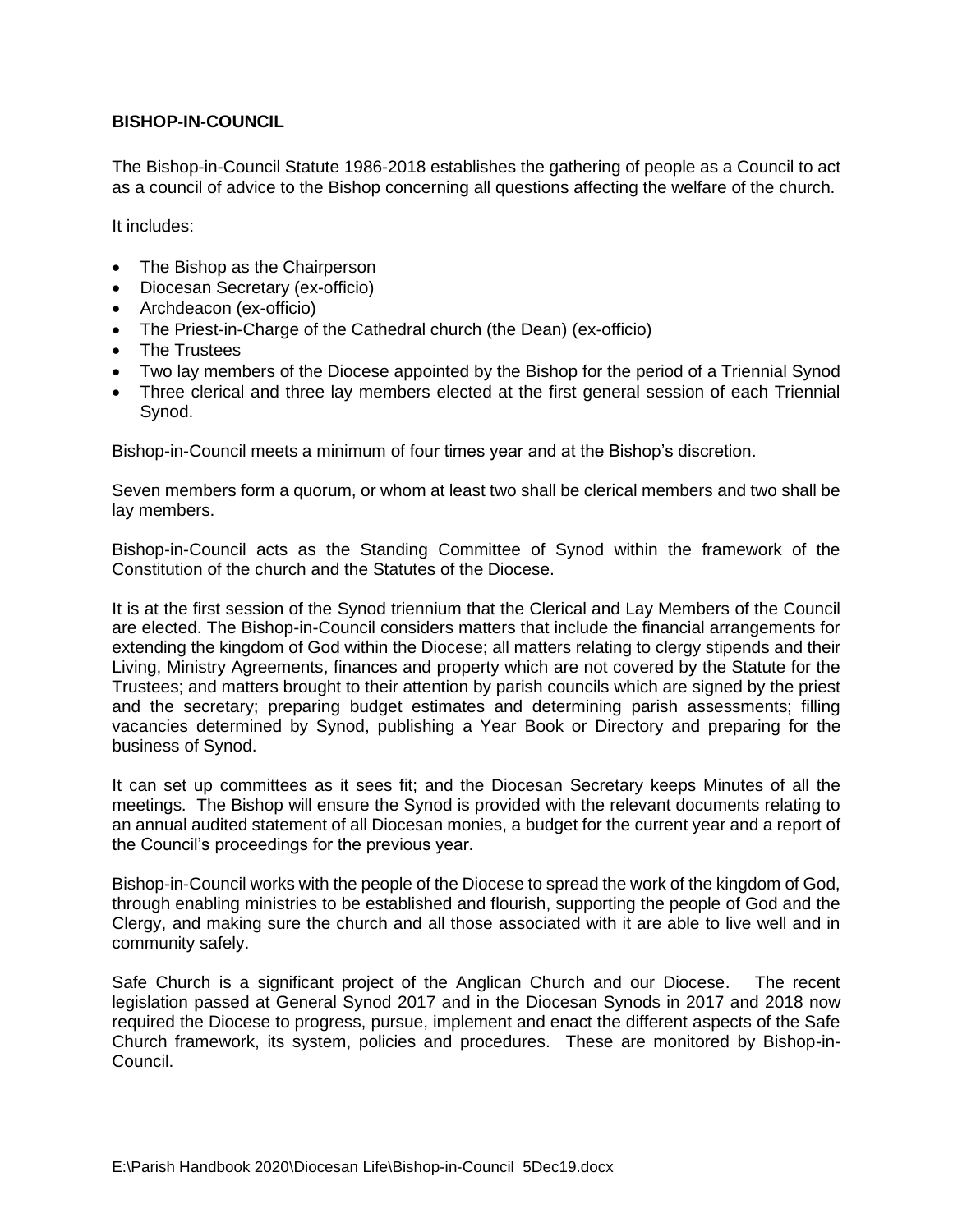**BISHOP-IN-COUNCIL**

The Bishop-in-Council Statute 1986-2018 establishes the gathering of people as a Council to act as a council of advice to the Bishop concerning all questions affecting the welfare of the church.

It includes:

- The Bishop as the Chairperson
- Diocesan Secretary (ex-officio)
- Archdeacon (ex-officio)
- The Priest-in-Charge of the Cathedral church (the Dean) (ex-officio)
- The Trustees
- Two lay members of the Diocese appointed by the Bishop for the period of a Triennial Synod
- Three clerical and three lay members elected at the first general session of each Triennial Synod.

Bishop-in-Council meets a minimum of four times year and at the Bishop's discretion.

Seven members form a quorum, or whom at least two shall be clerical members and two shall be lay members.

Bishop-in-Council acts as the Standing Committee of Synod within the framework of the Constitution of the church and the Statutes of the Diocese.

It is at the first session of the Synod triennium that the Clerical and Lay Members of the Council are elected. The Bishop-in-Council considers matters that include the financial arrangements for extending the kingdom of God within the Diocese; all matters relating to clergy stipends and their Living, Ministry Agreements, finances and property which are not covered by the Statute for the Trustees; and matters brought to their attention by parish councils which are signed by the priest and the secretary; preparing budget estimates and determining parish assessments; filling vacancies determined by Synod, publishing a Year Book or Directory and preparing for the business of Synod.

It can set up committees as it sees fit; and the Diocesan Secretary keeps Minutes of all the meetings. The Bishop will ensure the Synod is provided with the relevant documents relating to an annual audited statement of all Diocesan monies, a budget for the current year and a report of the Council's proceedings for the previous year.

Bishop-in-Council works with the people of the Diocese to spread the work of the kingdom of God, through enabling ministries to be established and flourish, supporting the people of God and the Clergy, and making sure the church and all those associated with it are able to live well and in community safely.

Safe Church is a significant project of the Anglican Church and our Diocese. The recent legislation passed at General Synod 2017 and in the Diocesan Synods in 2017 and 2018 now required the Diocese to progress, pursue, implement and enact the different aspects of the Safe Church framework, its system, policies and procedures. These are monitored by Bishop-in-Council.

E:\Parish Handbook 2020\Diocesan Life\Bishop-in-Council 5Dec19.docx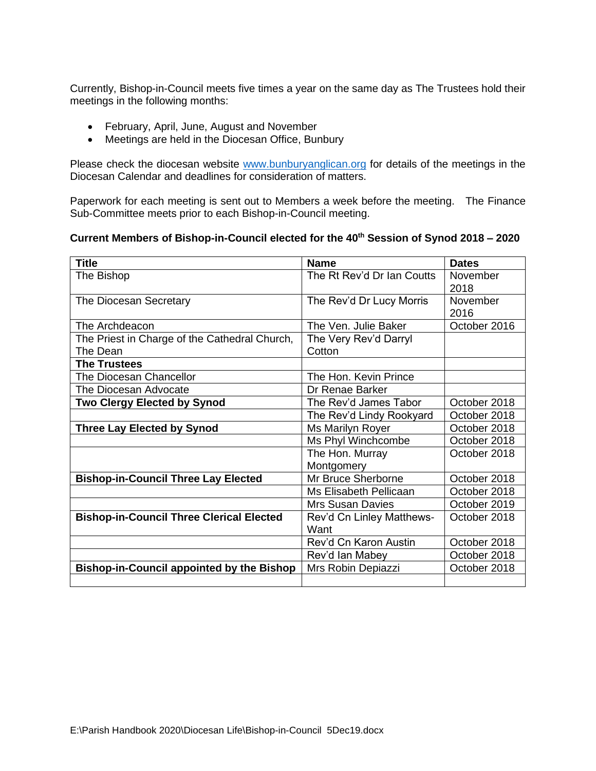Currently, Bishop-in-Council meets five times a year on the same day as The Trustees hold their meetings in the following months:

- February, April, June, August and November
- Meetings are held in the Diocesan Office, Bunbury

Please check the diocesan website www.bunburyanglican.org for details of the meetings in the Diocesan Calendar and deadlines for consideration of matters.

Paperwork for each meeting is sent out to Members a week before the meeting. The Finance Sub-Committee meets prior to each Bishop-in-Council meeting.

**Current Members of Bishop-in-Council elected for the 40th Session of Synod 2018 – 2020**

| Title | Name | Dates |
|---|---|---|
| The Bishop | The Rt Rev'd Dr Ian Coutts | November 2018 |
| The Diocesan Secretary | The Rev'd Dr Lucy Morris | November 2016 |
| The Archdeacon | The Ven. Julie Baker | October 2016 |
| The Priest in Charge of the Cathedral Church, The Dean | The Very Rev'd Darryl Cotton | |
| **The Trustees** | | |
| The Diocesan Chancellor | The Hon. Kevin Prince | |
| The Diocesan Advocate | Dr Renae Barker | |
| **Two Clergy Elected by Synod** | The Rev'd James Tabor | October 2018 |
| | The Rev'd Lindy Rookyard | October 2018 |
| **Three Lay Elected by Synod** | Ms Marilyn Royer | October 2018 |
| | Ms Phyl Winchcombe | October 2018 |
| | The Hon. Murray Montgomery | October 2018 |
| **Bishop-in-Council Three Lay Elected** | Mr Bruce Sherborne | October 2018 |
| | Ms Elisabeth Pellicaan | October 2018 |
| | Mrs Susan Davies | October 2019 |
| **Bishop-in-Council Three Clerical Elected** | Rev'd Cn Linley Matthews-Want | October 2018 |
| | Rev'd Cn Karon Austin | October 2018 |
| | Rev'd Ian Mabey | October 2018 |
| **Bishop-in-Council appointed by the Bishop** | Mrs Robin Depiazzi | October 2018 |
| | | |

E:\Parish Handbook 2020\Diocesan Life\Bishop-in-Council 5Dec19.docx